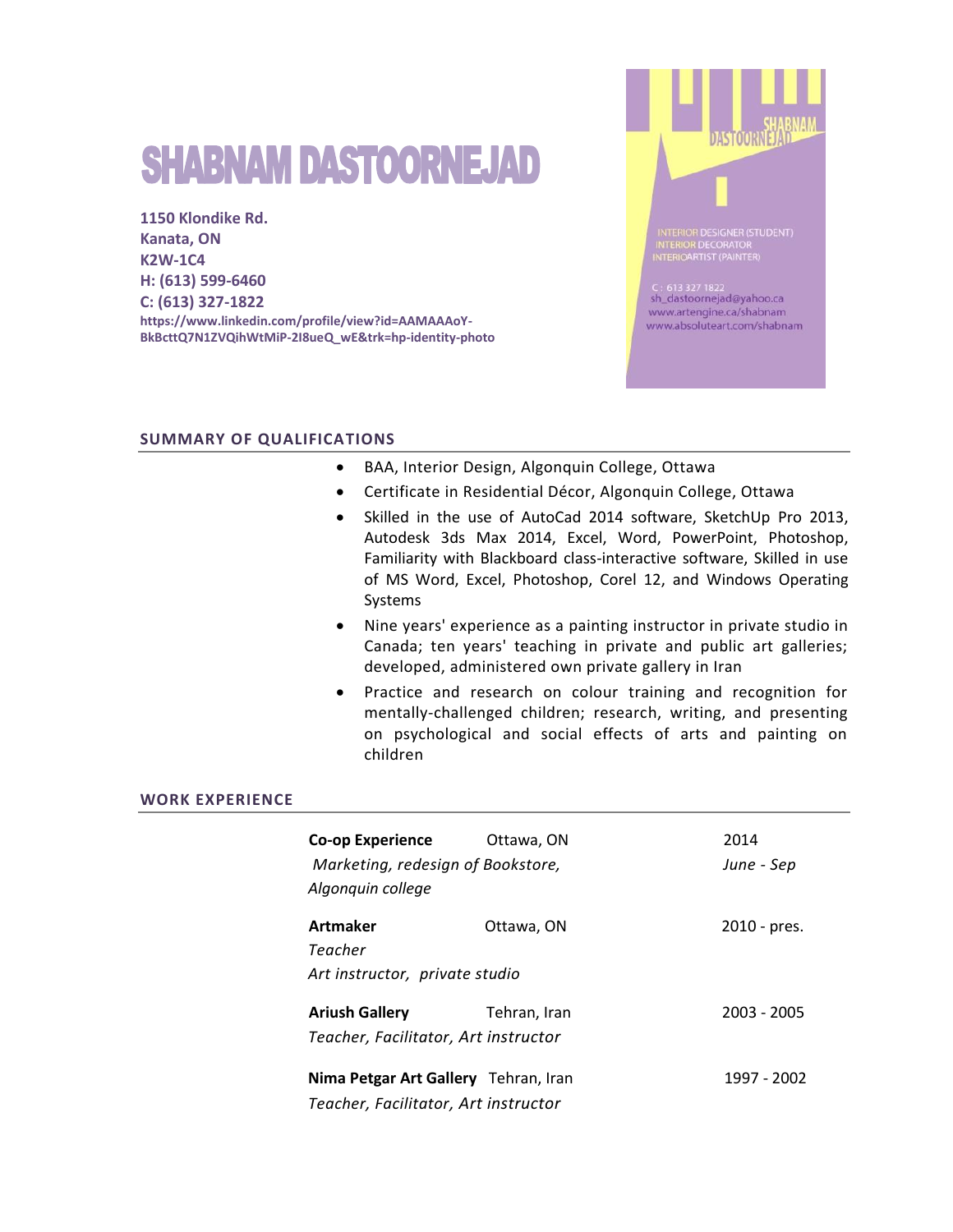# SHABNAM DASTOORNEJAD

**1150 Klondike Rd.**
**Kanata, ON**
**K2W-1C4**
**H: (613) 599-6460**
**C: (613) 327-1822**
**https://www.linkedin.com/profile/view?id=AAMAAAoY-BkBcttQ7N1ZVQihWtMiP-2I8ueQ_wE&trk=hp-identity-photo**

SHABNAM DASTOORNEJAD

INTERIOR DESIGNER (STUDENT)
INTERIOR DECORATOR
INTERIOARTIST (PAINTER)

C : 613 327 1822
sh_dastoornejad@yahoo.ca
www.artengine.ca/shabnam
www.absoluteart.com/shabnam

## SUMMARY OF QUALIFICATIONS

- BAA, Interior Design, Algonquin College, Ottawa
- Certificate in Residential Décor, Algonquin College, Ottawa
- Skilled in the use of AutoCad 2014 software, SketchUp Pro 2013, Autodesk 3ds Max 2014, Excel, Word, PowerPoint, Photoshop, Familiarity with Blackboard class-interactive software, Skilled in use of MS Word, Excel, Photoshop, Corel 12, and Windows Operating Systems
- Nine years' experience as a painting instructor in private studio in Canada; ten years' teaching in private and public art galleries; developed, administered own private gallery in Iran
- Practice and research on colour training and recognition for mentally-challenged children; research, writing, and presenting on psychological and social effects of arts and painting on children

## WORK EXPERIENCE

**Co-op Experience** — Ottawa, ON — 2014
*Marketing, redesign of Bookstore, Algonquin college* — *June - Sep*

**Artmaker** — Ottawa, ON — 2010 - pres.
*Teacher*
*Art instructor, private studio*

**Ariush Gallery** — Tehran, Iran — 2003 - 2005
*Teacher, Facilitator, Art instructor*

**Nima Petgar Art Gallery** — Tehran, Iran — 1997 - 2002
*Teacher, Facilitator, Art instructor*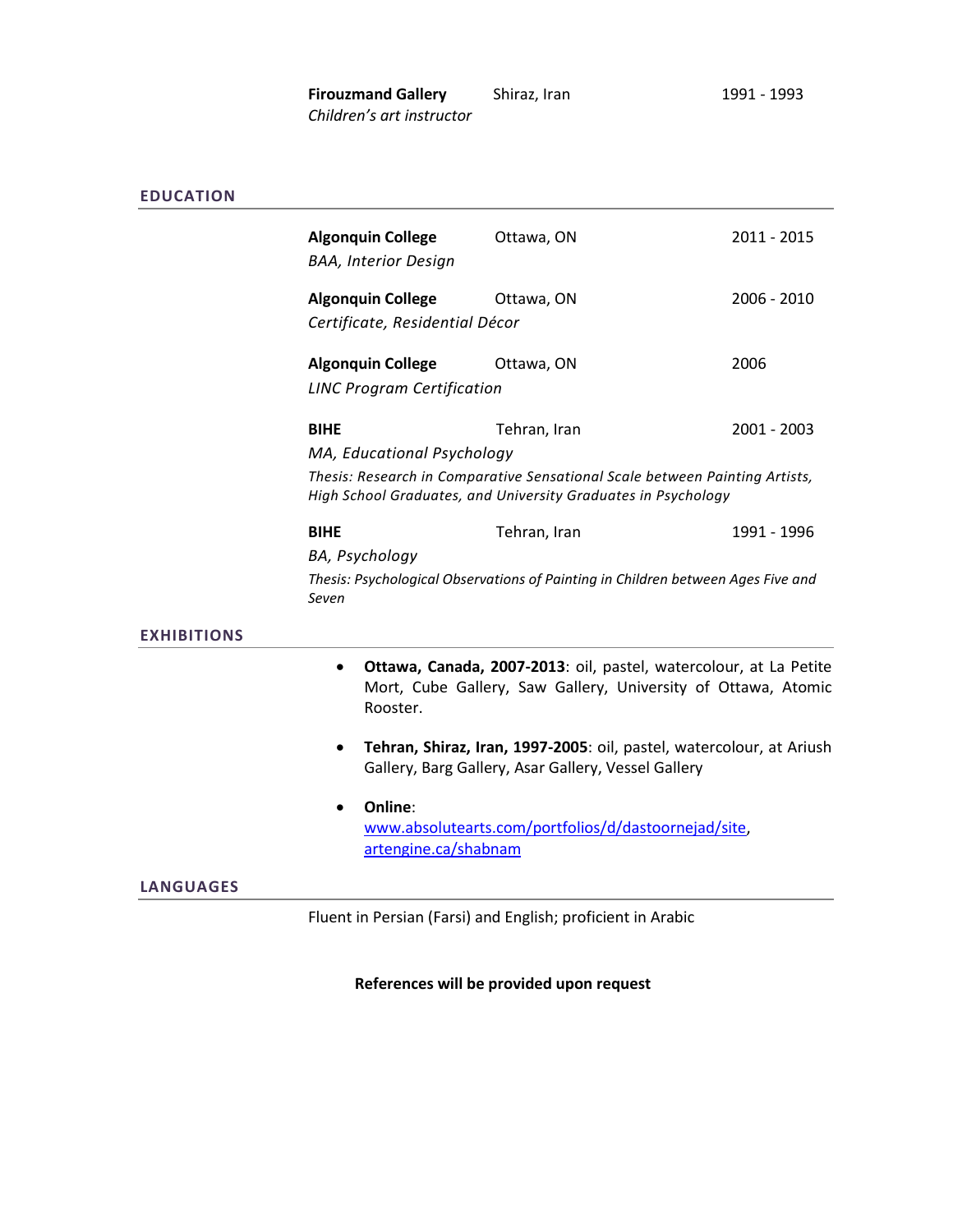**Firouzmand Gallery** Shiraz, Iran 1991 - 1993
*Children's art instructor*

## EDUCATION

**Algonquin College** Ottawa, ON 2011 - 2015
*BAA, Interior Design*

**Algonquin College** Ottawa, ON 2006 - 2010
*Certificate, Residential Décor*

**Algonquin College** Ottawa, ON 2006
*LINC Program Certification*

**BIHE** Tehran, Iran 2001 - 2003
*MA, Educational Psychology*
*Thesis: Research in Comparative Sensational Scale between Painting Artists, High School Graduates, and University Graduates in Psychology*

**BIHE** Tehran, Iran 1991 - 1996
*BA, Psychology*
*Thesis: Psychological Observations of Painting in Children between Ages Five and Seven*

## EXHIBITIONS

- **Ottawa, Canada, 2007-2013**: oil, pastel, watercolour, at La Petite Mort, Cube Gallery, Saw Gallery, University of Ottawa, Atomic Rooster.
- **Tehran, Shiraz, Iran, 1997-2005**: oil, pastel, watercolour, at Ariush Gallery, Barg Gallery, Asar Gallery, Vessel Gallery
- **Online**: www.absolutearts.com/portfolios/d/dastoornejad/site, artengine.ca/shabnam

## LANGUAGES

Fluent in Persian (Farsi) and English; proficient in Arabic

**References will be provided upon request**